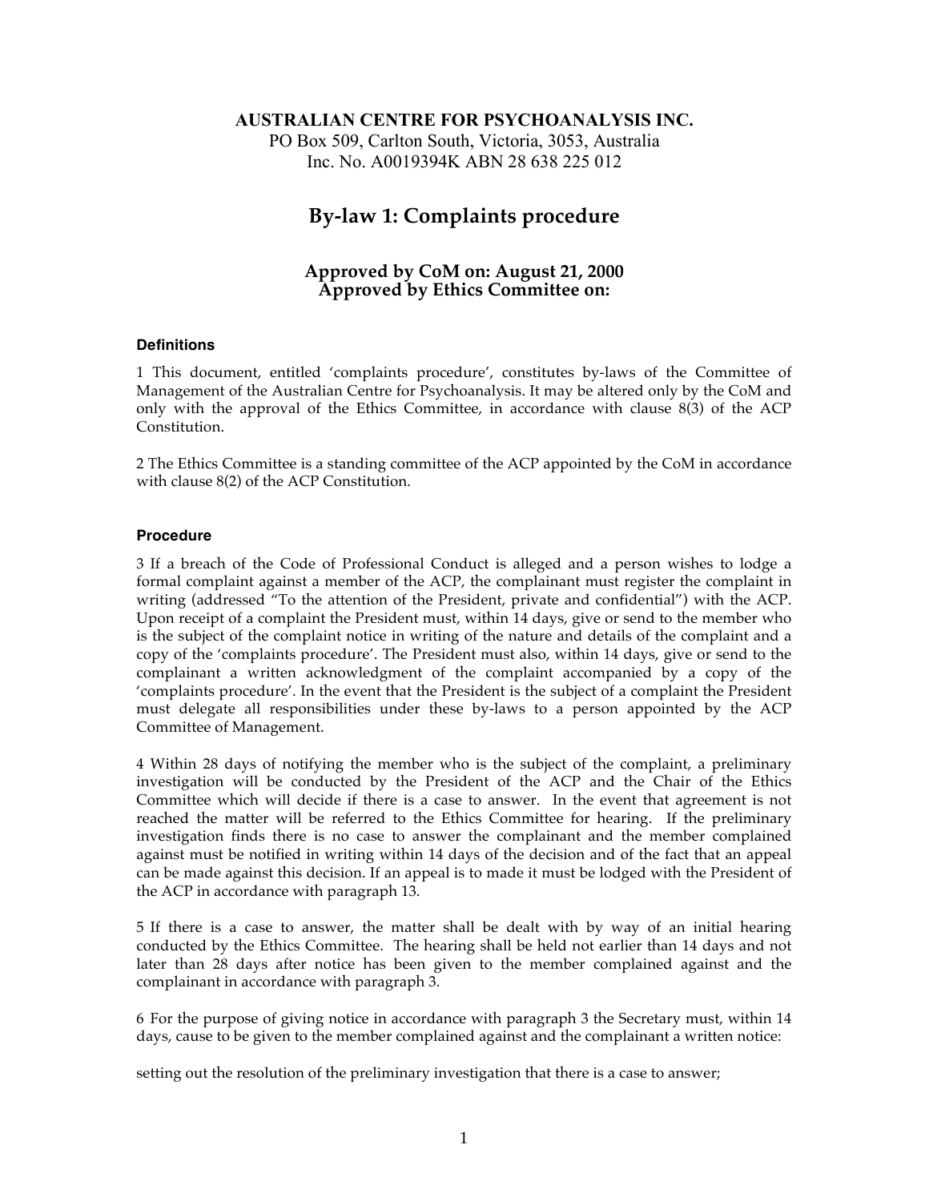**AUSTRALIAN CENTRE FOR PSYCHOANALYSIS INC.**
PO Box 509, Carlton South, Victoria, 3053, Australia
Inc. No. A0019394K ABN 28 638 225 012

# By-law 1: Complaints procedure

### Approved by CoM on: August 21, 2000
### Approved by Ethics Committee on:

#### Definitions

1 This document, entitled 'complaints procedure', constitutes by-laws of the Committee of Management of the Australian Centre for Psychoanalysis. It may be altered only by the CoM and only with the approval of the Ethics Committee, in accordance with clause 8(3) of the ACP Constitution.

2 The Ethics Committee is a standing committee of the ACP appointed by the CoM in accordance with clause 8(2) of the ACP Constitution.

#### Procedure

3 If a breach of the Code of Professional Conduct is alleged and a person wishes to lodge a formal complaint against a member of the ACP, the complainant must register the complaint in writing (addressed "To the attention of the President, private and confidential") with the ACP. Upon receipt of a complaint the President must, within 14 days, give or send to the member who is the subject of the complaint notice in writing of the nature and details of the complaint and a copy of the 'complaints procedure'. The President must also, within 14 days, give or send to the complainant a written acknowledgment of the complaint accompanied by a copy of the 'complaints procedure'. In the event that the President is the subject of a complaint the President must delegate all responsibilities under these by-laws to a person appointed by the ACP Committee of Management.

4 Within 28 days of notifying the member who is the subject of the complaint, a preliminary investigation will be conducted by the President of the ACP and the Chair of the Ethics Committee which will decide if there is a case to answer. In the event that agreement is not reached the matter will be referred to the Ethics Committee for hearing. If the preliminary investigation finds there is no case to answer the complainant and the member complained against must be notified in writing within 14 days of the decision and of the fact that an appeal can be made against this decision. If an appeal is to made it must be lodged with the President of the ACP in accordance with paragraph 13.

5 If there is a case to answer, the matter shall be dealt with by way of an initial hearing conducted by the Ethics Committee. The hearing shall be held not earlier than 14 days and not later than 28 days after notice has been given to the member complained against and the complainant in accordance with paragraph 3.

6 For the purpose of giving notice in accordance with paragraph 3 the Secretary must, within 14 days, cause to be given to the member complained against and the complainant a written notice:

setting out the resolution of the preliminary investigation that there is a case to answer;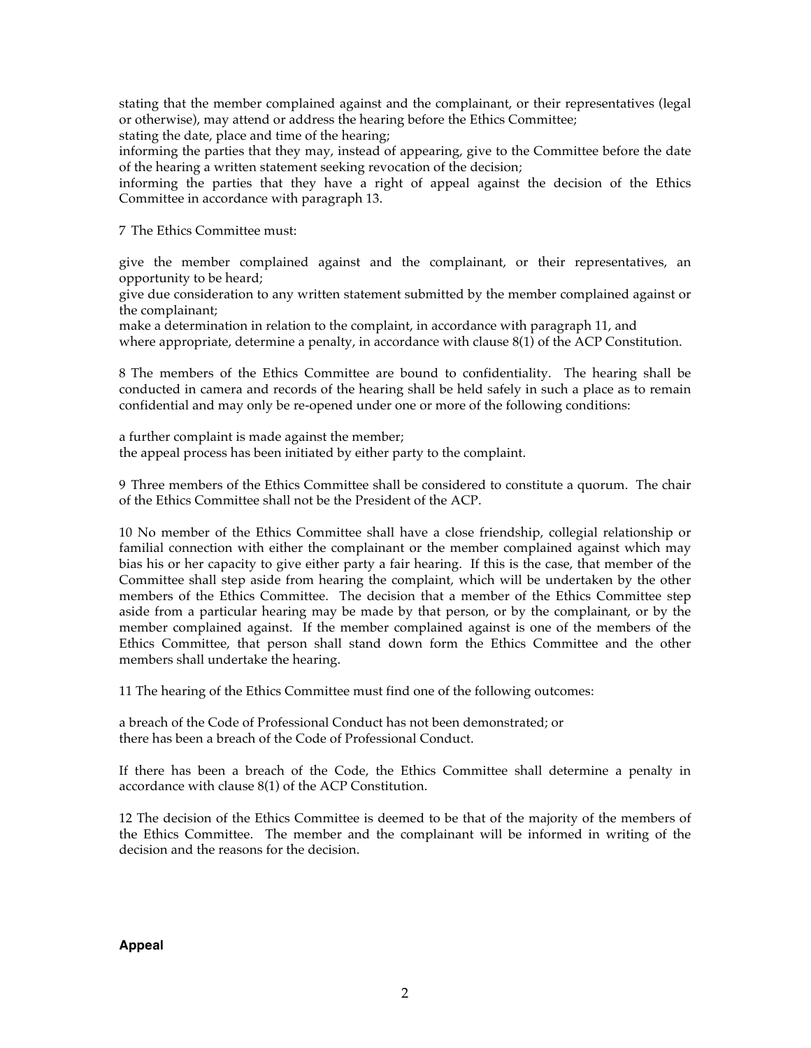stating that the member complained against and the complainant, or their representatives (legal or otherwise), may attend or address the hearing before the Ethics Committee;
stating the date, place and time of the hearing;
informing the parties that they may, instead of appearing, give to the Committee before the date of the hearing a written statement seeking revocation of the decision;
informing the parties that they have a right of appeal against the decision of the Ethics Committee in accordance with paragraph 13.

7 The Ethics Committee must:

give the member complained against and the complainant, or their representatives, an opportunity to be heard;
give due consideration to any written statement submitted by the member complained against or the complainant;
make a determination in relation to the complaint, in accordance with paragraph 11, and
where appropriate, determine a penalty, in accordance with clause 8(1) of the ACP Constitution.

8 The members of the Ethics Committee are bound to confidentiality. The hearing shall be conducted in camera and records of the hearing shall be held safely in such a place as to remain confidential and may only be re-opened under one or more of the following conditions:

a further complaint is made against the member;
the appeal process has been initiated by either party to the complaint.

9 Three members of the Ethics Committee shall be considered to constitute a quorum. The chair of the Ethics Committee shall not be the President of the ACP.

10 No member of the Ethics Committee shall have a close friendship, collegial relationship or familial connection with either the complainant or the member complained against which may bias his or her capacity to give either party a fair hearing. If this is the case, that member of the Committee shall step aside from hearing the complaint, which will be undertaken by the other members of the Ethics Committee. The decision that a member of the Ethics Committee step aside from a particular hearing may be made by that person, or by the complainant, or by the member complained against. If the member complained against is one of the members of the Ethics Committee, that person shall stand down form the Ethics Committee and the other members shall undertake the hearing.

11 The hearing of the Ethics Committee must find one of the following outcomes:

a breach of the Code of Professional Conduct has not been demonstrated; or
there has been a breach of the Code of Professional Conduct.

If there has been a breach of the Code, the Ethics Committee shall determine a penalty in accordance with clause 8(1) of the ACP Constitution.

12 The decision of the Ethics Committee is deemed to be that of the majority of the members of the Ethics Committee. The member and the complainant will be informed in writing of the decision and the reasons for the decision.

**Appeal**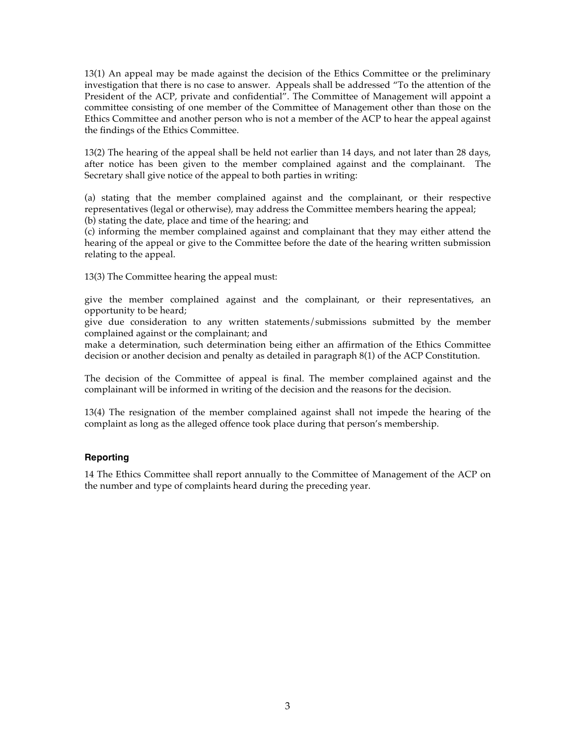13(1) An appeal may be made against the decision of the Ethics Committee or the preliminary investigation that there is no case to answer. Appeals shall be addressed "To the attention of the President of the ACP, private and confidential". The Committee of Management will appoint a committee consisting of one member of the Committee of Management other than those on the Ethics Committee and another person who is not a member of the ACP to hear the appeal against the findings of the Ethics Committee.

13(2) The hearing of the appeal shall be held not earlier than 14 days, and not later than 28 days, after notice has been given to the member complained against and the complainant. The Secretary shall give notice of the appeal to both parties in writing:

(a) stating that the member complained against and the complainant, or their respective representatives (legal or otherwise), may address the Committee members hearing the appeal;
(b) stating the date, place and time of the hearing; and
(c) informing the member complained against and complainant that they may either attend the hearing of the appeal or give to the Committee before the date of the hearing written submission relating to the appeal.

13(3) The Committee hearing the appeal must:

give the member complained against and the complainant, or their representatives, an opportunity to be heard;
give due consideration to any written statements/submissions submitted by the member complained against or the complainant; and
make a determination, such determination being either an affirmation of the Ethics Committee decision or another decision and penalty as detailed in paragraph 8(1) of the ACP Constitution.

The decision of the Committee of appeal is final. The member complained against and the complainant will be informed in writing of the decision and the reasons for the decision.

13(4) The resignation of the member complained against shall not impede the hearing of the complaint as long as the alleged offence took place during that person's membership.

### Reporting

14 The Ethics Committee shall report annually to the Committee of Management of the ACP on the number and type of complaints heard during the preceding year.